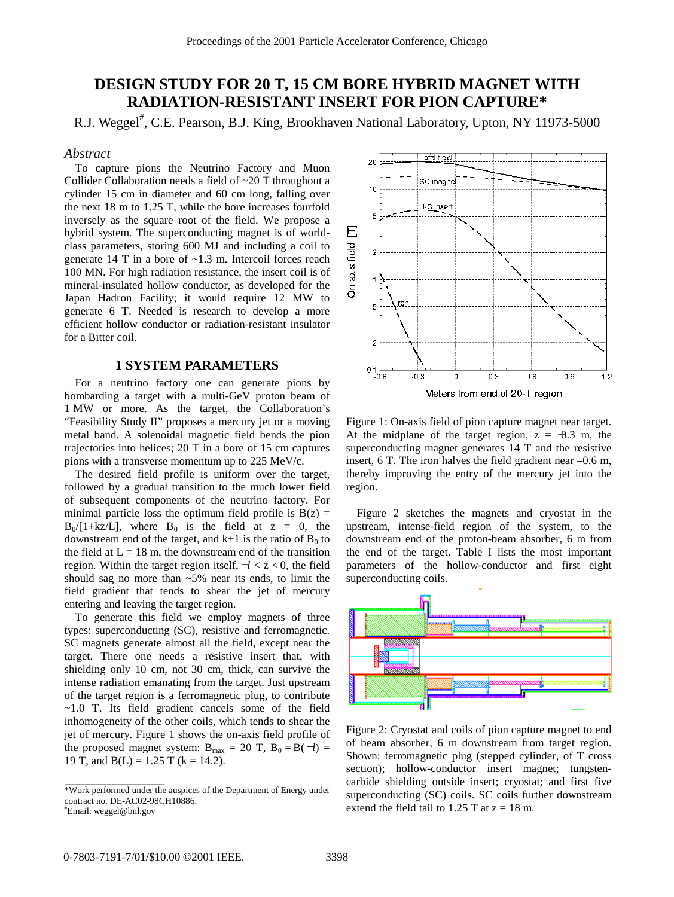# DESIGN STUDY FOR 20 T, 15 CM BORE HYBRID MAGNET WITH RADIATION-RESISTANT INSERT FOR PION CAPTURE*

R.J. Weggel#, C.E. Pearson, B.J. King, Brookhaven National Laboratory, Upton, NY 11973-5000

## *Abstract*

To capture pions the Neutrino Factory and Muon Collider Collaboration needs a field of ~20 T throughout a cylinder 15 cm in diameter and 60 cm long, falling over the next 18 m to 1.25 T, while the bore increases fourfold inversely as the square root of the field. We propose a hybrid system. The superconducting magnet is of world-class parameters, storing 600 MJ and including a coil to generate 14 T in a bore of ~1.3 m. Intercoil forces reach 100 MN. For high radiation resistance, the insert coil is of mineral-insulated hollow conductor, as developed for the Japan Hadron Facility; it would require 12 MW to generate 6 T. Needed is research to develop a more efficient hollow conductor or radiation-resistant insulator for a Bitter coil.

## 1 SYSTEM PARAMETERS

For a neutrino factory one can generate pions by bombarding a target with a multi-GeV proton beam of 1 MW or more. As the target, the Collaboration's "Feasibility Study II" proposes a mercury jet or a moving metal band. A solenoidal magnetic field bends the pion trajectories into helices; 20 T in a bore of 15 cm captures pions with a transverse momentum up to 225 MeV/c.

The desired field profile is uniform over the target, followed by a gradual transition to the much lower field of subsequent components of the neutrino factory. For minimal particle loss the optimum field profile is $B(z) = B_0/[1+kz/L]$, where $B_0$ is the field at $z = 0$, the downstream end of the target, and k+1 is the ratio of $B_0$ to the field at L = 18 m, the downstream end of the transition region. Within the target region itself, $-l < z < 0$, the field should sag no more than ~5% near its ends, to limit the field gradient that tends to shear the jet of mercury entering and leaving the target region.

To generate this field we employ magnets of three types: superconducting (SC), resistive and ferromagnetic. SC magnets generate almost all the field, except near the target. There one needs a resistive insert that, with shielding only 10 cm, not 30 cm, thick, can survive the intense radiation emanating from the target. Just upstream of the target region is a ferromagnetic plug, to contribute ~1.0 T. Its field gradient cancels some of the field inhomogeneity of the other coils, which tends to shear the jet of mercury. Figure 1 shows the on-axis field profile of the proposed magnet system: $B_{max} = 20$ T, $B_0 = B(-l) = 19$ T, and $B(L) = 1.25$ T ($k = 14.2$).

Figure 1: On-axis field of pion capture magnet near target. At the midplane of the target region, $z = -0.3$ m, the superconducting magnet generates 14 T and the resistive insert, 6 T. The iron halves the field gradient near –0.6 m, thereby improving the entry of the mercury jet into the region.

Figure 2 sketches the magnets and cryostat in the upstream, intense-field region of the system, to the downstream end of the proton-beam absorber, 6 m from the end of the target. Table I lists the most important parameters of the hollow-conductor and first eight superconducting coils.

Figure 2: Cryostat and coils of pion capture magnet to end of beam absorber, 6 m downstream from target region. Shown: ferromagnetic plug (stepped cylinder, of T cross section); hollow-conductor insert magnet; tungsten-carbide shielding outside insert; cryostat; and first five superconducting (SC) coils. SC coils further downstream extend the field tail to 1.25 T at z = 18 m.

*Work performed under the auspices of the Department of Energy under contract no. DE-AC02-98CH10886.
#Email: weggel@bnl.gov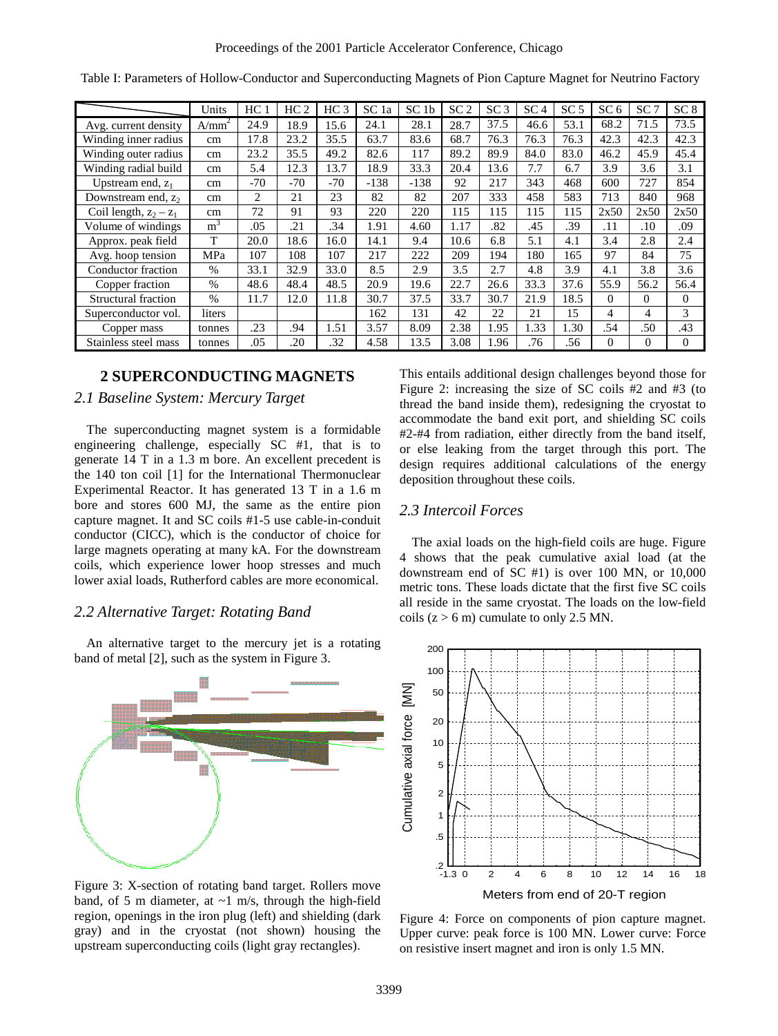Table I: Parameters of Hollow-Conductor and Superconducting Magnets of Pion Capture Magnet for Neutrino Factory

| | Units | HC 1 | HC 2 | HC 3 | SC 1a | SC 1b | SC 2 | SC 3 | SC 4 | SC 5 | SC 6 | SC 7 | SC 8 |
|---|---|---|---|---|---|---|---|---|---|---|---|---|---|
| Avg. current density | A/mm$^2$ | 24.9 | 18.9 | 15.6 | 24.1 | 28.1 | 28.7 | 37.5 | 46.6 | 53.1 | 68.2 | 71.5 | 73.5 |
| Winding inner radius | cm | 17.8 | 23.2 | 35.5 | 63.7 | 83.6 | 68.7 | 76.3 | 76.3 | 76.3 | 42.3 | 42.3 | 42.3 |
| Winding outer radius | cm | 23.2 | 35.5 | 49.2 | 82.6 | 117 | 89.2 | 89.9 | 84.0 | 83.0 | 46.2 | 45.9 | 45.4 |
| Winding radial build | cm | 5.4 | 12.3 | 13.7 | 18.9 | 33.3 | 20.4 | 13.6 | 7.7 | 6.7 | 3.9 | 3.6 | 3.1 |
| Upstream end, $z_1$ | cm | -70 | -70 | -70 | -138 | -138 | 92 | 217 | 343 | 468 | 600 | 727 | 854 |
| Downstream end, $z_2$ | cm | 2 | 21 | 23 | 82 | 82 | 207 | 333 | 458 | 583 | 713 | 840 | 968 |
| Coil length, $z_2 - z_1$ | cm | 72 | 91 | 93 | 220 | 220 | 115 | 115 | 115 | 115 | 2x50 | 2x50 | 2x50 |
| Volume of windings | m$^3$ | .05 | .21 | .34 | 1.91 | 4.60 | 1.17 | .82 | .45 | .39 | .11 | .10 | .09 |
| Approx. peak field | T | 20.0 | 18.6 | 16.0 | 14.1 | 9.4 | 10.6 | 6.8 | 5.1 | 4.1 | 3.4 | 2.8 | 2.4 |
| Avg. hoop tension | MPa | 107 | 108 | 107 | 217 | 222 | 209 | 194 | 180 | 165 | 97 | 84 | 75 |
| Conductor fraction | % | 33.1 | 32.9 | 33.0 | 8.5 | 2.9 | 3.5 | 2.7 | 4.8 | 3.9 | 4.1 | 3.8 | 3.6 |
| Copper fraction | % | 48.6 | 48.4 | 48.5 | 20.9 | 19.6 | 22.7 | 26.6 | 33.3 | 37.6 | 55.9 | 56.2 | 56.4 |
| Structural fraction | % | 11.7 | 12.0 | 11.8 | 30.7 | 37.5 | 33.7 | 30.7 | 21.9 | 18.5 | 0 | 0 | 0 |
| Superconductor vol. | liters | | | | 162 | 131 | 42 | 22 | 21 | 15 | 4 | 4 | 3 |
| Copper mass | tonnes | .23 | .94 | 1.51 | 3.57 | 8.09 | 2.38 | 1.95 | 1.33 | 1.30 | .54 | .50 | .43 |
| Stainless steel mass | tonnes | .05 | .20 | .32 | 4.58 | 13.5 | 3.08 | 1.96 | .76 | .56 | 0 | 0 | 0 |

## 2 SUPERCONDUCTING MAGNETS

### *2.1 Baseline System: Mercury Target*

The superconducting magnet system is a formidable engineering challenge, especially SC #1, that is to generate 14 T in a 1.3 m bore. An excellent precedent is the 140 ton coil [1] for the International Thermonuclear Experimental Reactor. It has generated 13 T in a 1.6 m bore and stores 600 MJ, the same as the entire pion capture magnet. It and SC coils #1-5 use cable-in-conduit conductor (CICC), which is the conductor of choice for large magnets operating at many kA. For the downstream coils, which experience lower hoop stresses and much lower axial loads, Rutherford cables are more economical.

### *2.2 Alternative Target: Rotating Band*

An alternative target to the mercury jet is a rotating band of metal [2], such as the system in Figure 3.

Figure 3: X-section of rotating band target. Rollers move band, of 5 m diameter, at ~1 m/s, through the high-field region, openings in the iron plug (left) and shielding (dark gray) and in the cryostat (not shown) housing the upstream superconducting coils (light gray rectangles).

This entails additional design challenges beyond those for Figure 2: increasing the size of SC coils #2 and #3 (to thread the band inside them), redesigning the cryostat to accommodate the band exit port, and shielding SC coils #2-#4 from radiation, either directly from the band itself, or else leaking from the target through this port. The design requires additional calculations of the energy deposition throughout these coils.

### *2.3 Intercoil Forces*

The axial loads on the high-field coils are huge. Figure 4 shows that the peak cumulative axial load (at the downstream end of SC #1) is over 100 MN, or 10,000 metric tons. These loads dictate that the first five SC coils all reside in the same cryostat. The loads on the low-field coils ($z > 6$ m) cumulate to only 2.5 MN.

Figure 4: Force on components of pion capture magnet. Upper curve: peak force is 100 MN. Lower curve: Force on resistive insert magnet and iron is only 1.5 MN.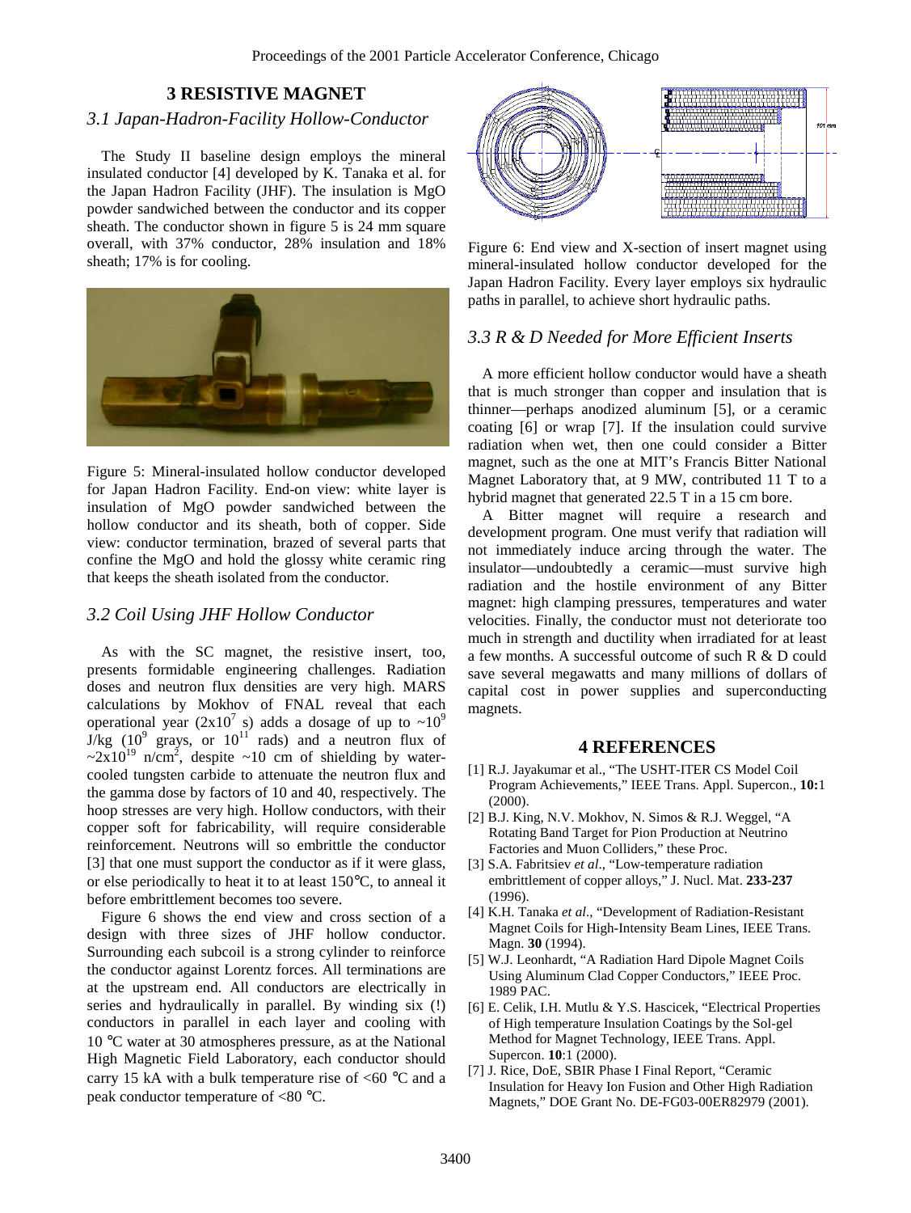## 3 RESISTIVE MAGNET

### *3.1 Japan-Hadron-Facility Hollow-Conductor*

The Study II baseline design employs the mineral insulated conductor [4] developed by K. Tanaka et al. for the Japan Hadron Facility (JHF). The insulation is MgO powder sandwiched between the conductor and its copper sheath. The conductor shown in figure 5 is 24 mm square overall, with 37% conductor, 28% insulation and 18% sheath; 17% is for cooling.

Figure 5: Mineral-insulated hollow conductor developed for Japan Hadron Facility. End-on view: white layer is insulation of MgO powder sandwiched between the hollow conductor and its sheath, both of copper. Side view: conductor termination, brazed of several parts that confine the MgO and hold the glossy white ceramic ring that keeps the sheath isolated from the conductor.

### *3.2 Coil Using JHF Hollow Conductor*

As with the SC magnet, the resistive insert, too, presents formidable engineering challenges. Radiation doses and neutron flux densities are very high. MARS calculations by Mokhov of FNAL reveal that each operational year ($2x10^7$ s) adds a dosage of up to ~$10^9$ J/kg ($10^9$ grays, or $10^{11}$ rads) and a neutron flux of ~$2x10^{19}$ n/cm$^2$, despite ~10 cm of shielding by water-cooled tungsten carbide to attenuate the neutron flux and the gamma dose by factors of 10 and 40, respectively. The hoop stresses are very high. Hollow conductors, with their copper soft for fabricability, will require considerable reinforcement. Neutrons will so embrittle the conductor [3] that one must support the conductor as if it were glass, or else periodically to heat it to at least 150°C, to anneal it before embrittlement becomes too severe.

Figure 6 shows the end view and cross section of a design with three sizes of JHF hollow conductor. Surrounding each subcoil is a strong cylinder to reinforce the conductor against Lorentz forces. All terminations are at the upstream end. All conductors are electrically in series and hydraulically in parallel. By winding six (!) conductors in parallel in each layer and cooling with 10 °C water at 30 atmospheres pressure, as at the National High Magnetic Field Laboratory, each conductor should carry 15 kA with a bulk temperature rise of <60 °C and a peak conductor temperature of <80 °C.

101 mm

Figure 6: End view and X-section of insert magnet using mineral-insulated hollow conductor developed for the Japan Hadron Facility. Every layer employs six hydraulic paths in parallel, to achieve short hydraulic paths.

### *3.3 R & D Needed for More Efficient Inserts*

A more efficient hollow conductor would have a sheath that is much stronger than copper and insulation that is thinner—perhaps anodized aluminum [5], or a ceramic coating [6] or wrap [7]. If the insulation could survive radiation when wet, then one could consider a Bitter magnet, such as the one at MIT's Francis Bitter National Magnet Laboratory that, at 9 MW, contributed 11 T to a hybrid magnet that generated 22.5 T in a 15 cm bore.

A Bitter magnet will require a research and development program. One must verify that radiation will not immediately induce arcing through the water. The insulator—undoubtedly a ceramic—must survive high radiation and the hostile environment of any Bitter magnet: high clamping pressures, temperatures and water velocities. Finally, the conductor must not deteriorate too much in strength and ductility when irradiated for at least a few months. A successful outcome of such R & D could save several megawatts and many millions of dollars of capital cost in power supplies and superconducting magnets.

## 4 REFERENCES

[1] R.J. Jayakumar et al., "The USHT-ITER CS Model Coil Program Achievements," IEEE Trans. Appl. Supercon., **10:**1 (2000).

[2] B.J. King, N.V. Mokhov, N. Simos & R.J. Weggel, "A Rotating Band Target for Pion Production at Neutrino Factories and Muon Colliders," these Proc.

[3] S.A. Fabritsiev *et al*., "Low-temperature radiation embrittlement of copper alloys," J. Nucl. Mat. **233-237** (1996).

[4] K.H. Tanaka *et al*., "Development of Radiation-Resistant Magnet Coils for High-Intensity Beam Lines, IEEE Trans. Magn. **30** (1994).

[5] W.J. Leonhardt, "A Radiation Hard Dipole Magnet Coils Using Aluminum Clad Copper Conductors," IEEE Proc. 1989 PAC.

[6] E. Celik, I.H. Mutlu & Y.S. Hascicek, "Electrical Properties of High temperature Insulation Coatings by the Sol-gel Method for Magnet Technology, IEEE Trans. Appl. Supercon. **10**:1 (2000).

[7] J. Rice, DoE, SBIR Phase I Final Report, "Ceramic Insulation for Heavy Ion Fusion and Other High Radiation Magnets," DOE Grant No. DE-FG03-00ER82979 (2001).